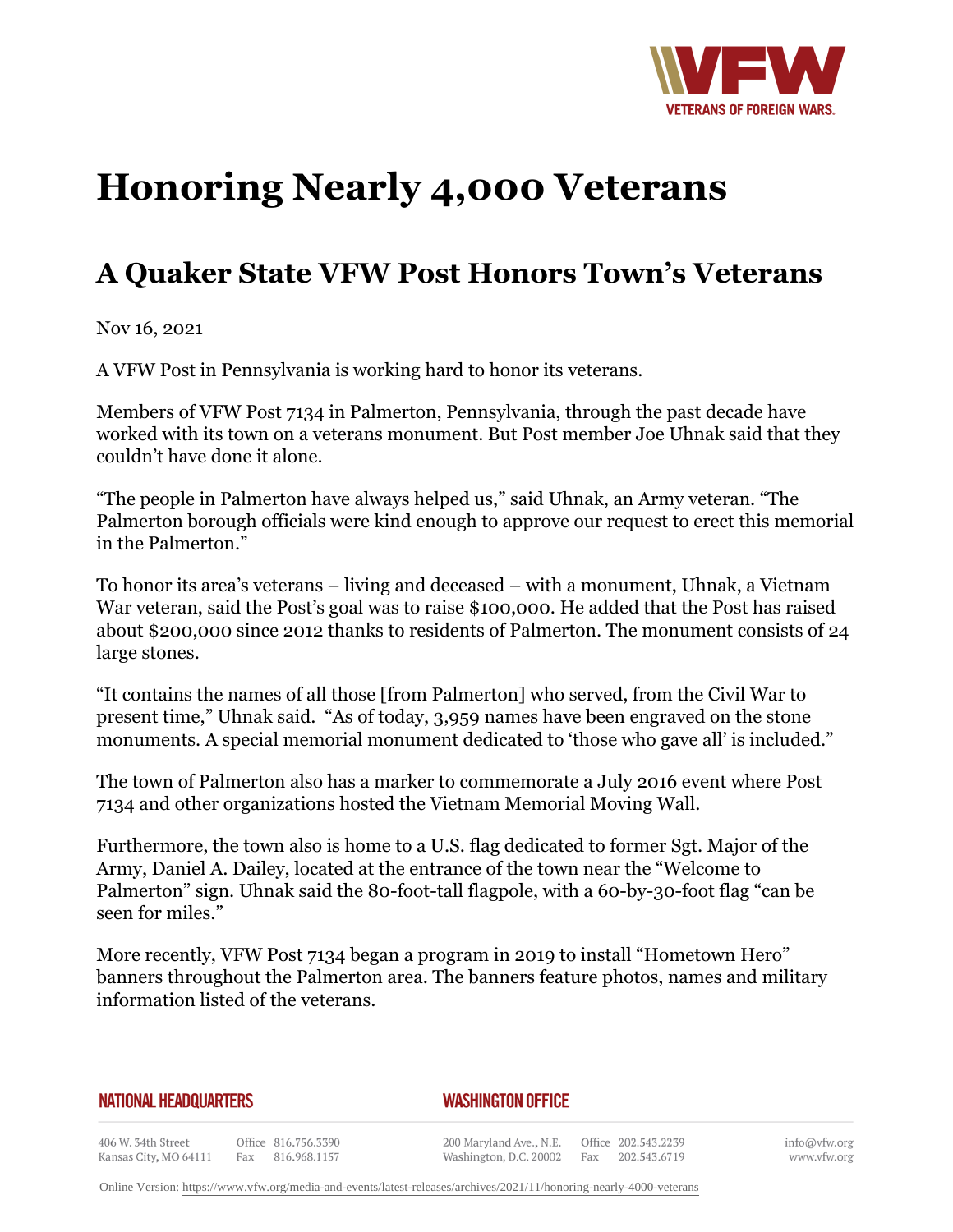# Honoring Nearly 4,000 Veterans

## A Quaker State VFW Post Honors Town's Veterans

Nov 16, 2021

A VFW Post in Pennsylvania is working hard to honor its veterans.

Members of VFW Post 7134 in Palmerton, Pennsylvania, through the past decade have worked with its town on a veterans monument. But Post member Joe Uhnak said that they couldn't have done it alone.

"The people in Palmerton have always helped us," said Uhnak, an Army veteran. "The Palmerton borough officials were kind enough to approve our request to erect this memorial in the Palmerton."

To honor its area's veterans – living and deceased – with a monument, Uhnak, a Vietnam War veteran, said the Post's goal was to raise $100,000. He added that the Post has raised about $200,000 since 2012 thanks to residents of Palmerton. The monument consists of 24 large stones.

"It contains the names of all those [from Palmerton] who served, from the Civil War to present time," Uhnak said. "As of today, 3,959 names have been engraved on the stone monuments. A special memorial monument dedicated to 'those who gave all' is included."

The town of Palmerton also has a marker to commemorate a July 2016 event where Post 7134 and other organizations hosted the Vietnam Memorial Moving Wall.

Furthermore, the town also is home to a U.S. flag dedicated to former Sgt. Major of the Army, Daniel A. Dailey, located at the entrance of the town near the "Welcome to Palmerton" sign. Uhnak said the 80-foot-tall flagpole, with a 60-by-30-foot flag "can be seen for miles."

More recently, VFW Post 7134 began a program in 2019 to install "Hometown Hero" banners throughout the Palmerton area. The banners feature photos, names and military information listed of the veterans.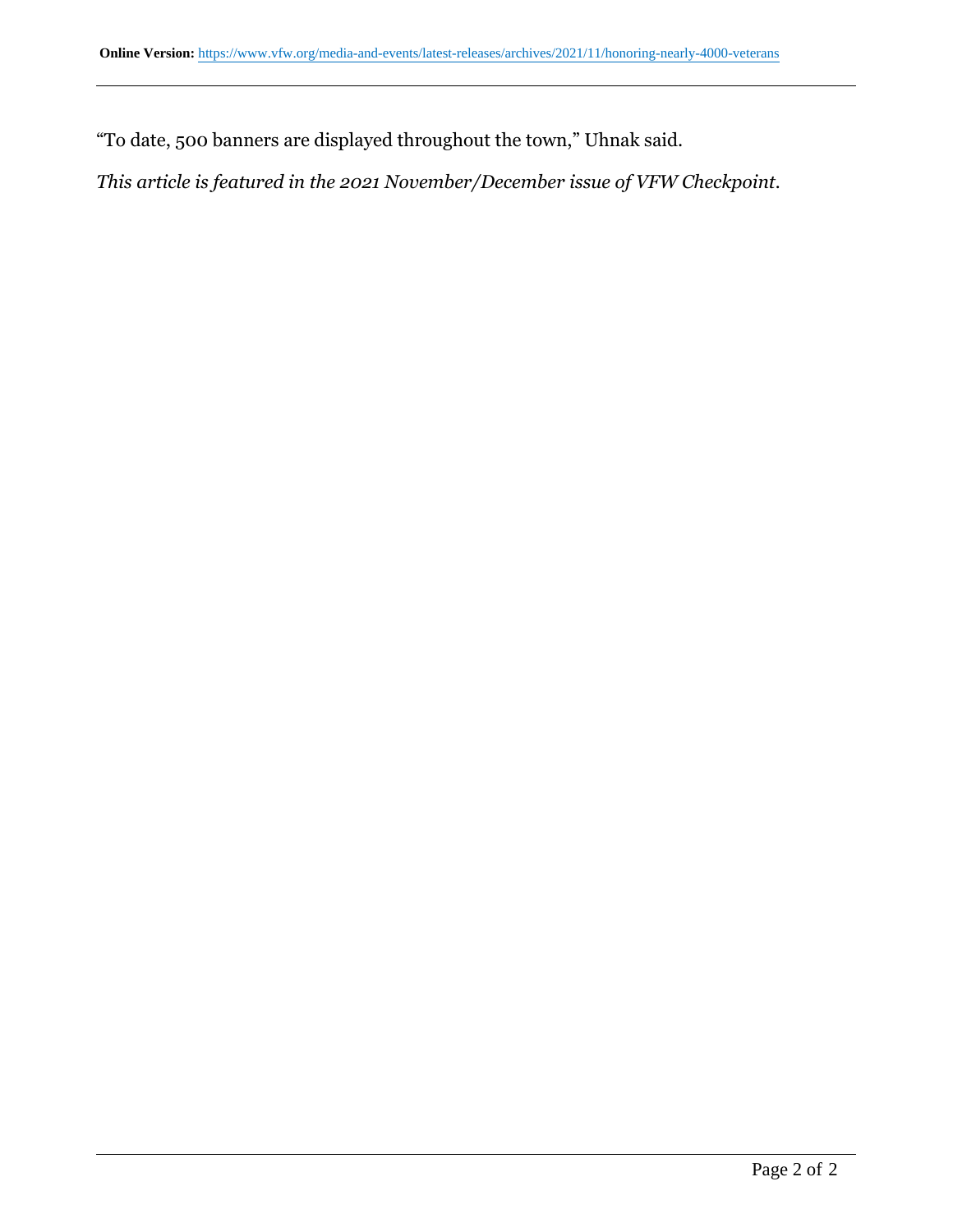"To date, 500 banners are displayed throughout the town," Uhnak said.

*This article is featured in the 2021 November/December issue of VFW Checkpoint.*